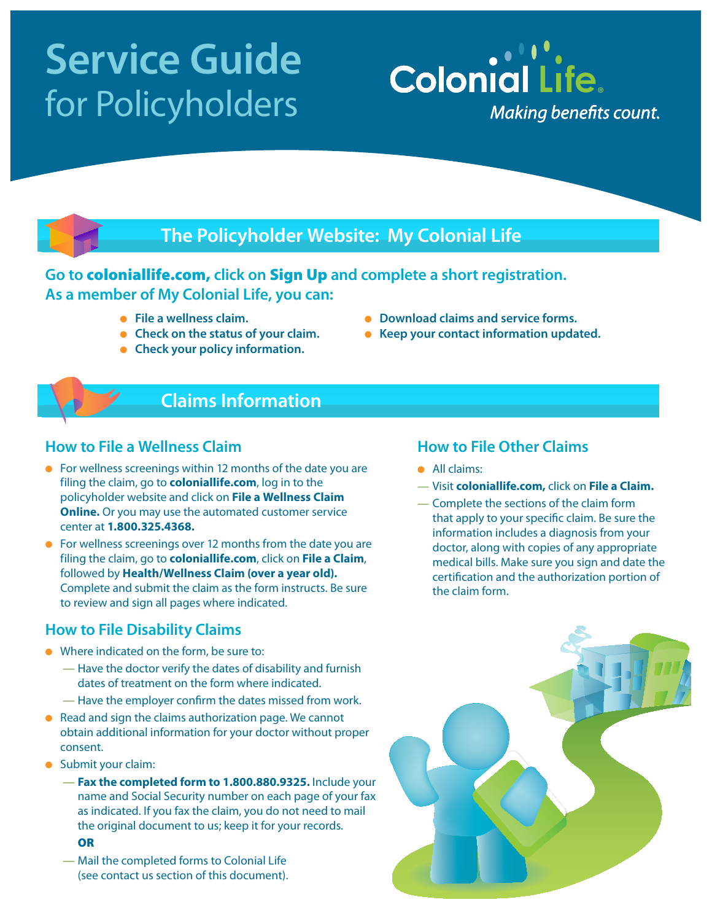# Service Guide for Policyholders

Colonial Life
*Making benefits count.*

## The Policyholder Website: My Colonial Life

**Go to coloniallife.com, click on Sign Up and complete a short registration.**
**As a member of My Colonial Life, you can:**

- **File a wellness claim.**
- **Check on the status of your claim.**
- **Check your policy information.**
- **Download claims and service forms.**
- **Keep your contact information updated.**

## Claims Information

### How to File a Wellness Claim

- For wellness screenings within 12 months of the date you are filing the claim, go to **coloniallife.com**, log in to the policyholder website and click on **File a Wellness Claim Online.** Or you may use the automated customer service center at **1.800.325.4368.**
- For wellness screenings over 12 months from the date you are filing the claim, go to **coloniallife.com**, click on **File a Claim**, followed by **Health/Wellness Claim (over a year old).** Complete and submit the claim as the form instructs. Be sure to review and sign all pages where indicated.

### How to File Disability Claims

- Where indicated on the form, be sure to:
  - Have the doctor verify the dates of disability and furnish dates of treatment on the form where indicated.
  - Have the employer confirm the dates missed from work.
- Read and sign the claims authorization page. We cannot obtain additional information for your doctor without proper consent.
- Submit your claim:
  - **Fax the completed form to 1.800.880.9325.** Include your name and Social Security number on each page of your fax as indicated. If you fax the claim, you do not need to mail the original document to us; keep it for your records.

    **OR**
  - Mail the completed forms to Colonial Life (see contact us section of this document).

### How to File Other Claims

- All claims:
  - Visit **coloniallife.com,** click on **File a Claim.**
  - Complete the sections of the claim form that apply to your specific claim. Be sure the information includes a diagnosis from your doctor, along with copies of any appropriate medical bills. Make sure you sign and date the certification and the authorization portion of the claim form.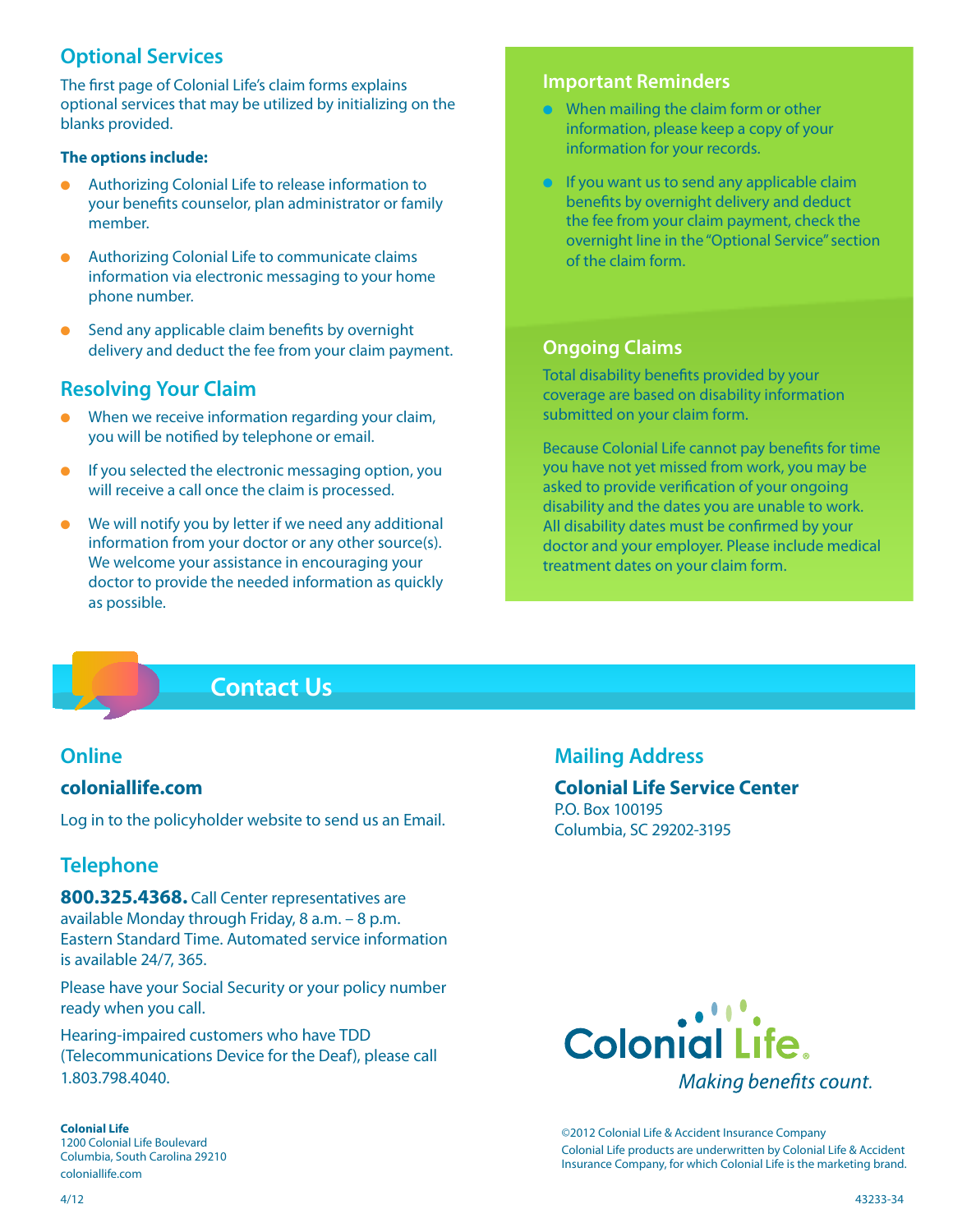## Optional Services

The first page of Colonial Life's claim forms explains optional services that may be utilized by initializing on the blanks provided.

**The options include:**

- Authorizing Colonial Life to release information to your benefits counselor, plan administrator or family member.
- Authorizing Colonial Life to communicate claims information via electronic messaging to your home phone number.
- Send any applicable claim benefits by overnight delivery and deduct the fee from your claim payment.

## Resolving Your Claim

- When we receive information regarding your claim, you will be notified by telephone or email.
- If you selected the electronic messaging option, you will receive a call once the claim is processed.
- We will notify you by letter if we need any additional information from your doctor or any other source(s). We welcome your assistance in encouraging your doctor to provide the needed information as quickly as possible.

## Important Reminders

- When mailing the claim form or other information, please keep a copy of your information for your records.
- If you want us to send any applicable claim benefits by overnight delivery and deduct the fee from your claim payment, check the overnight line in the "Optional Service" section of the claim form.

## Ongoing Claims

Total disability benefits provided by your coverage are based on disability information submitted on your claim form.

Because Colonial Life cannot pay benefits for time you have not yet missed from work, you may be asked to provide verification of your ongoing disability and the dates you are unable to work. All disability dates must be confirmed by your doctor and your employer. Please include medical treatment dates on your claim form.

# Contact Us

## Online

**coloniallife.com**

Log in to the policyholder website to send us an Email.

## Telephone

**800.325.4368.** Call Center representatives are available Monday through Friday, 8 a.m. – 8 p.m. Eastern Standard Time. Automated service information is available 24/7, 365.

Please have your Social Security or your policy number ready when you call.

Hearing-impaired customers who have TDD (Telecommunications Device for the Deaf), please call 1.803.798.4040.

## Mailing Address

**Colonial Life Service Center**
P.O. Box 100195
Columbia, SC 29202-3195

Colonial Life
*Making benefits count.*

**Colonial Life**
1200 Colonial Life Boulevard
Columbia, South Carolina 29210
coloniallife.com

©2012 Colonial Life & Accident Insurance Company
Colonial Life products are underwritten by Colonial Life & Accident Insurance Company, for which Colonial Life is the marketing brand.

4/12

43233-34